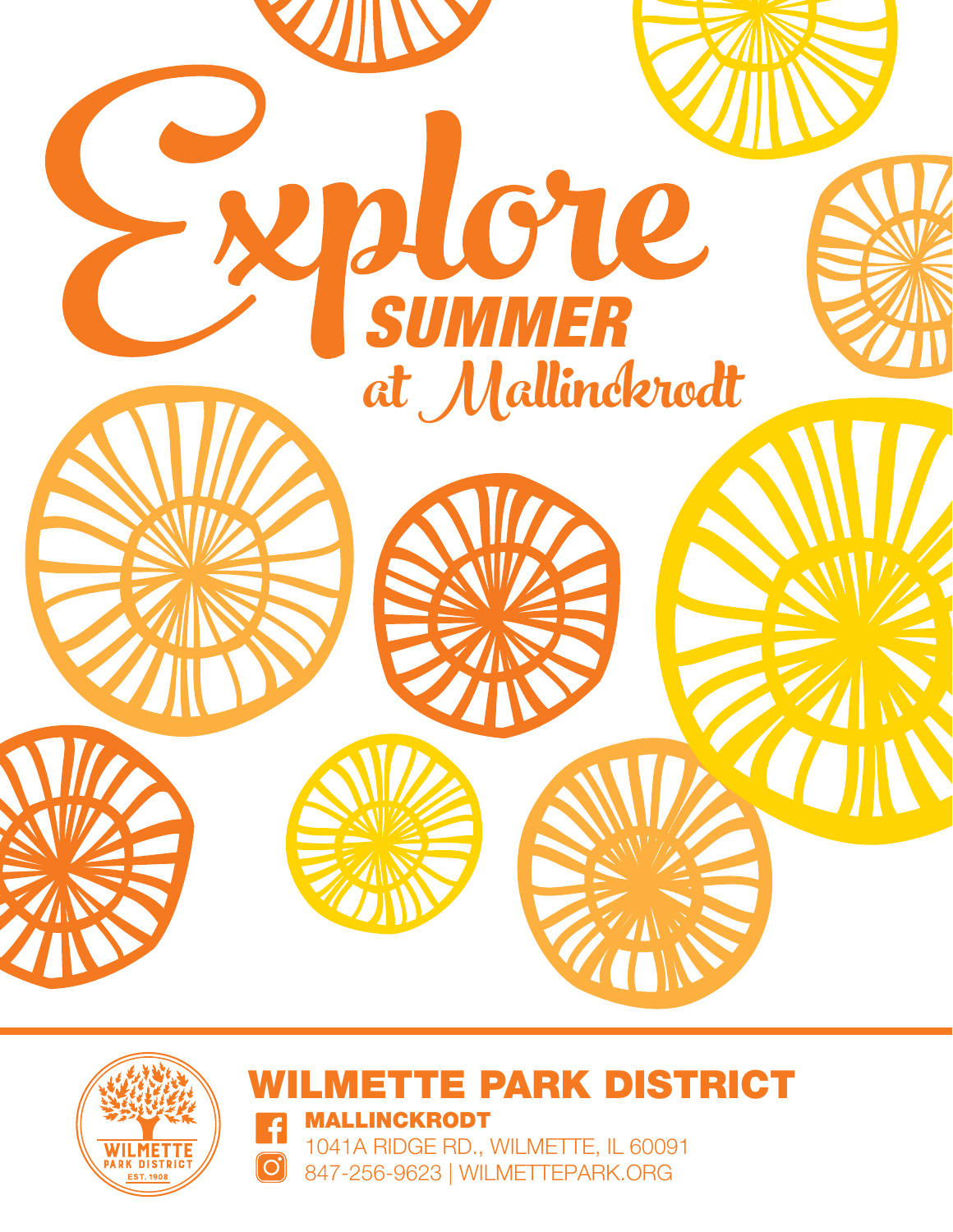# Explore SUMMER at Mallinckrodt

WILMETTE PARK DISTRICT
PARK DISTRICT
EST. 1908

## WILMETTE PARK DISTRICT

**MALLINCKRODT**

1041A RIDGE RD., WILMETTE, IL 60091

847-256-9623 | WILMETTEPARK.ORG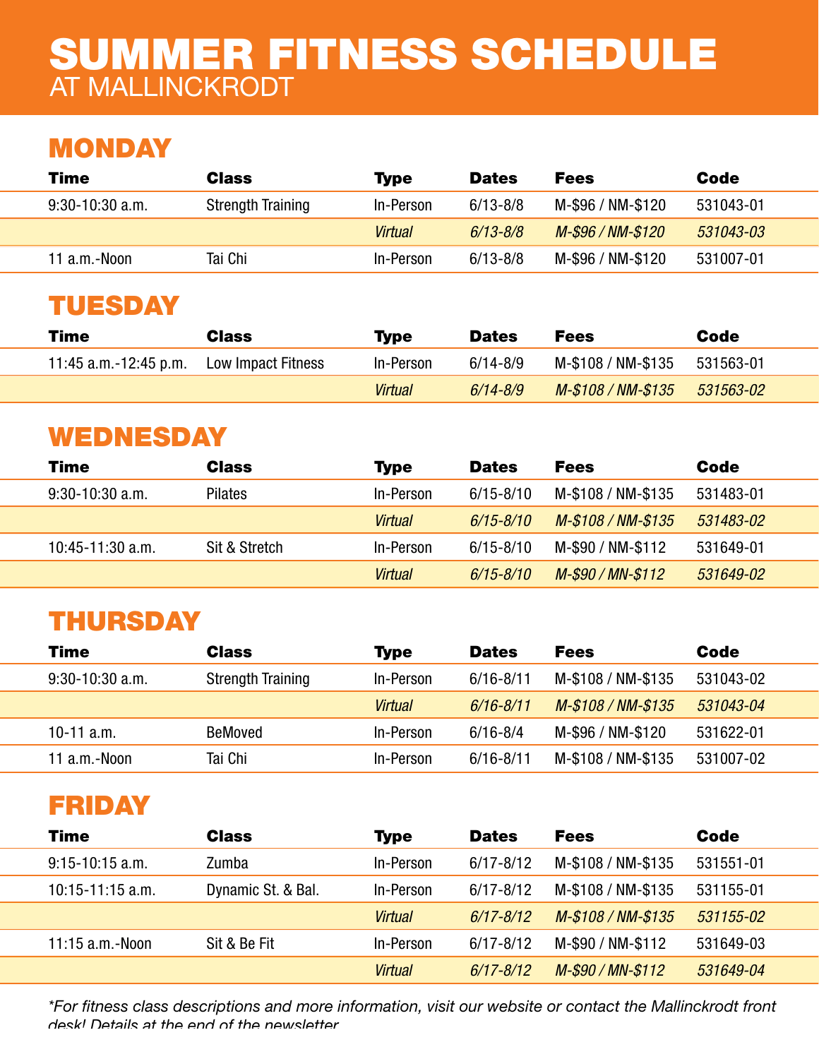# SUMMER FITNESS SCHEDULE

AT MALLINCKRODT

## MONDAY

| Time | Class | Type | Dates | Fees | Code |
|---|---|---|---|---|---|
| 9:30-10:30 a.m. | Strength Training | In-Person | 6/13-8/8 | M-$96 / NM-$120 | 531043-01 |
| | | *Virtual* | *6/13-8/8* | *M-$96 / NM-$120* | *531043-03* |
| 11 a.m.-Noon | Tai Chi | In-Person | 6/13-8/8 | M-$96 / NM-$120 | 531007-01 |

## TUESDAY

| Time | Class | Type | Dates | Fees | Code |
|---|---|---|---|---|---|
| 11:45 a.m.-12:45 p.m. | Low Impact Fitness | In-Person | 6/14-8/9 | M-$108 / NM-$135 | 531563-01 |
| | | *Virtual* | *6/14-8/9* | *M-$108 / NM-$135* | *531563-02* |

## WEDNESDAY

| Time | Class | Type | Dates | Fees | Code |
|---|---|---|---|---|---|
| 9:30-10:30 a.m. | Pilates | In-Person | 6/15-8/10 | M-$108 / NM-$135 | 531483-01 |
| | | *Virtual* | *6/15-8/10* | *M-$108 / NM-$135* | *531483-02* |
| 10:45-11:30 a.m. | Sit & Stretch | In-Person | 6/15-8/10 | M-$90 / NM-$112 | 531649-01 |
| | | *Virtual* | *6/15-8/10* | *M-$90 / MN-$112* | *531649-02* |

## THURSDAY

| Time | Class | Type | Dates | Fees | Code |
|---|---|---|---|---|---|
| 9:30-10:30 a.m. | Strength Training | In-Person | 6/16-8/11 | M-$108 / NM-$135 | 531043-02 |
| | | *Virtual* | *6/16-8/11* | *M-$108 / NM-$135* | *531043-04* |
| 10-11 a.m. | BeMoved | In-Person | 6/16-8/4 | M-$96 / NM-$120 | 531622-01 |
| 11 a.m.-Noon | Tai Chi | In-Person | 6/16-8/11 | M-$108 / NM-$135 | 531007-02 |

## FRIDAY

| Time | Class | Type | Dates | Fees | Code |
|---|---|---|---|---|---|
| 9:15-10:15 a.m. | Zumba | In-Person | 6/17-8/12 | M-$108 / NM-$135 | 531551-01 |
| 10:15-11:15 a.m. | Dynamic St. & Bal. | In-Person | 6/17-8/12 | M-$108 / NM-$135 | 531155-01 |
| | | *Virtual* | *6/17-8/12* | *M-$108 / NM-$135* | *531155-02* |
| 11:15 a.m.-Noon | Sit & Be Fit | In-Person | 6/17-8/12 | M-$90 / NM-$112 | 531649-03 |
| | | *Virtual* | *6/17-8/12* | *M-$90 / MN-$112* | *531649-04* |

*\*For fitness class descriptions and more information, visit our website or contact the Mallinckrodt front desk! Details at the end of the newsletter.*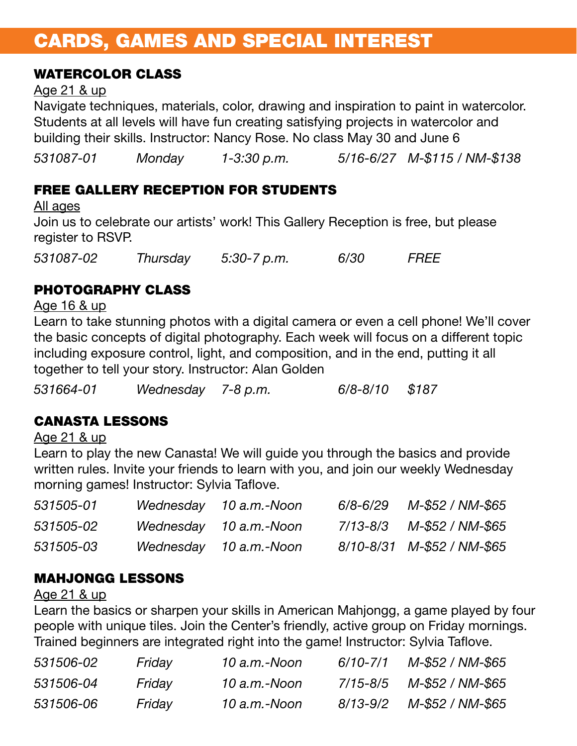# CARDS, GAMES AND SPECIAL INTEREST

### WATERCOLOR CLASS

Age 21 & up

Navigate techniques, materials, color, drawing and inspiration to paint in watercolor. Students at all levels will have fun creating satisfying projects in watercolor and building their skills. Instructor: Nancy Rose. No class May 30 and June 6

| | | | | |
|---|---|---|---|---|
| *531087-01* | *Monday* | *1-3:30 p.m.* | *5/16-6/27* | *M-$115 / NM-$138* |

### FREE GALLERY RECEPTION FOR STUDENTS

All ages

Join us to celebrate our artists' work! This Gallery Reception is free, but please register to RSVP.

| | | | | |
|---|---|---|---|---|
| *531087-02* | *Thursday* | *5:30-7 p.m.* | *6/30* | *FREE* |

### PHOTOGRAPHY CLASS

Age 16 & up

Learn to take stunning photos with a digital camera or even a cell phone! We'll cover the basic concepts of digital photography. Each week will focus on a different topic including exposure control, light, and composition, and in the end, putting it all together to tell your story. Instructor: Alan Golden

| | | | | |
|---|---|---|---|---|
| *531664-01* | *Wednesday* | *7-8 p.m.* | *6/8-8/10* | *$187* |

### CANASTA LESSONS

Age 21 & up

Learn to play the new Canasta! We will guide you through the basics and provide written rules. Invite your friends to learn with you, and join our weekly Wednesday morning games! Instructor: Sylvia Taflove.

| | | | | |
|---|---|---|---|---|
| *531505-01* | *Wednesday* | *10 a.m.-Noon* | *6/8-6/29* | *M-$52 / NM-$65* |
| *531505-02* | *Wednesday* | *10 a.m.-Noon* | *7/13-8/3* | *M-$52 / NM-$65* |
| *531505-03* | *Wednesday* | *10 a.m.-Noon* | *8/10-8/31* | *M-$52 / NM-$65* |

### MAHJONGG LESSONS

Age 21 & up

Learn the basics or sharpen your skills in American Mahjongg, a game played by four people with unique tiles. Join the Center's friendly, active group on Friday mornings. Trained beginners are integrated right into the game! Instructor: Sylvia Taflove.

| | | | | |
|---|---|---|---|---|
| *531506-02* | *Friday* | *10 a.m.-Noon* | *6/10-7/1* | *M-$52 / NM-$65* |
| *531506-04* | *Friday* | *10 a.m.-Noon* | *7/15-8/5* | *M-$52 / NM-$65* |
| *531506-06* | *Friday* | *10 a.m.-Noon* | *8/13-9/2* | *M-$52 / NM-$65* |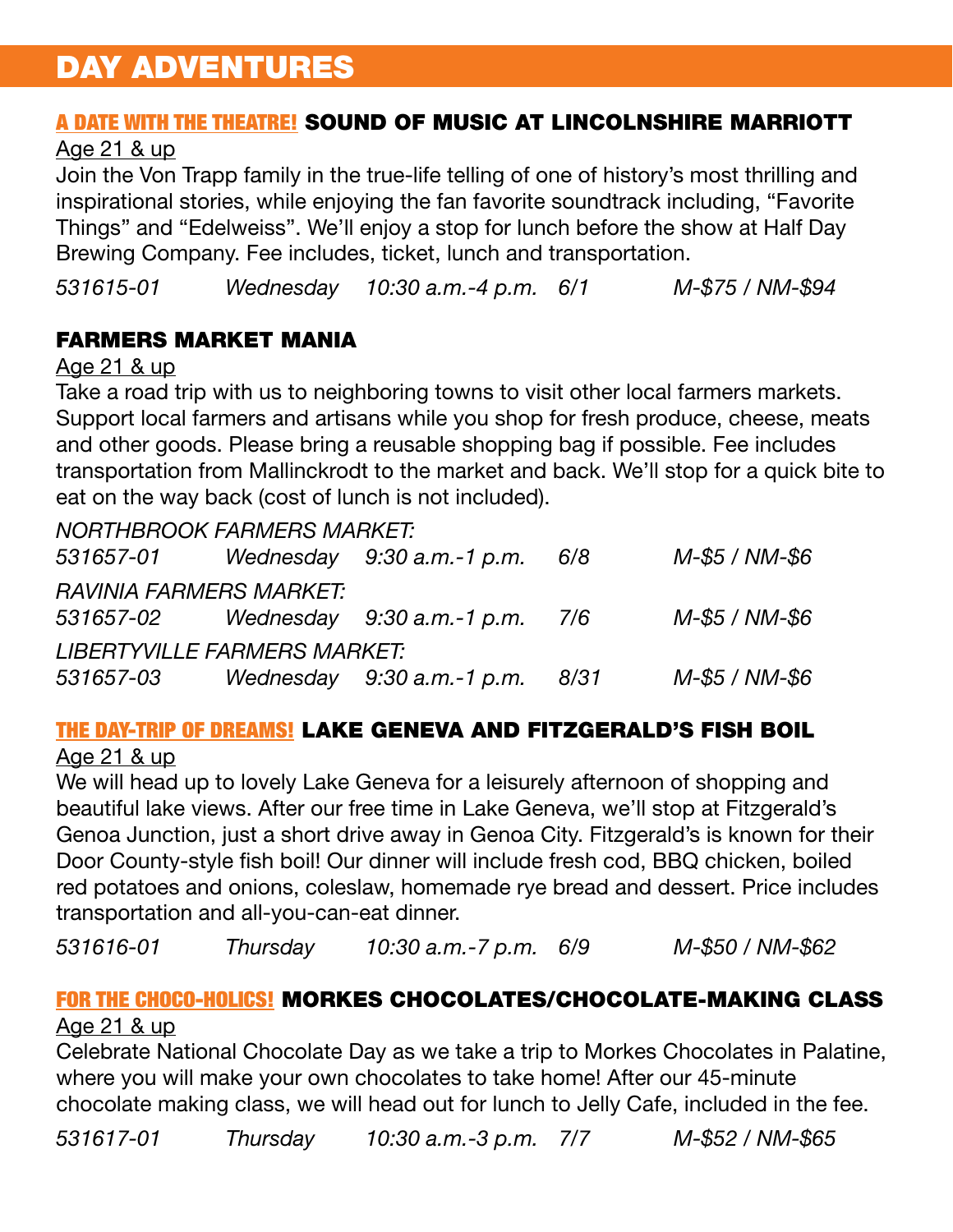# DAY ADVENTURES

## A DATE WITH THE THEATRE! SOUND OF MUSIC AT LINCOLNSHIRE MARRIOTT

Age 21 & up

Join the Von Trapp family in the true-life telling of one of history's most thrilling and inspirational stories, while enjoying the fan favorite soundtrack including, "Favorite Things" and "Edelweiss". We'll enjoy a stop for lunch before the show at Half Day Brewing Company. Fee includes, ticket, lunch and transportation.

*531615-01 Wednesday 10:30 a.m.-4 p.m. 6/1 M-$75 / NM-$94*

## FARMERS MARKET MANIA

Age 21 & up

Take a road trip with us to neighboring towns to visit other local farmers markets. Support local farmers and artisans while you shop for fresh produce, cheese, meats and other goods. Please bring a reusable shopping bag if possible. Fee includes transportation from Mallinckrodt to the market and back. We'll stop for a quick bite to eat on the way back (cost of lunch is not included).

*NORTHBROOK FARMERS MARKET:*
*531657-01 Wednesday 9:30 a.m.-1 p.m. 6/8 M-$5 / NM-$6*

*RAVINIA FARMERS MARKET:*
*531657-02 Wednesday 9:30 a.m.-1 p.m. 7/6 M-$5 / NM-$6*

*LIBERTYVILLE FARMERS MARKET:*
*531657-03 Wednesday 9:30 a.m.-1 p.m. 8/31 M-$5 / NM-$6*

## THE DAY-TRIP OF DREAMS! LAKE GENEVA AND FITZGERALD'S FISH BOIL

Age 21 & up

We will head up to lovely Lake Geneva for a leisurely afternoon of shopping and beautiful lake views. After our free time in Lake Geneva, we'll stop at Fitzgerald's Genoa Junction, just a short drive away in Genoa City. Fitzgerald's is known for their Door County-style fish boil! Our dinner will include fresh cod, BBQ chicken, boiled red potatoes and onions, coleslaw, homemade rye bread and dessert. Price includes transportation and all-you-can-eat dinner.

*531616-01 Thursday 10:30 a.m.-7 p.m. 6/9 M-$50 / NM-$62*

## FOR THE CHOCO-HOLICS! MORKES CHOCOLATES/CHOCOLATE-MAKING CLASS

Age 21 & up

Celebrate National Chocolate Day as we take a trip to Morkes Chocolates in Palatine, where you will make your own chocolates to take home! After our 45-minute chocolate making class, we will head out for lunch to Jelly Cafe, included in the fee.

*531617-01 Thursday 10:30 a.m.-3 p.m. 7/7 M-$52 / NM-$65*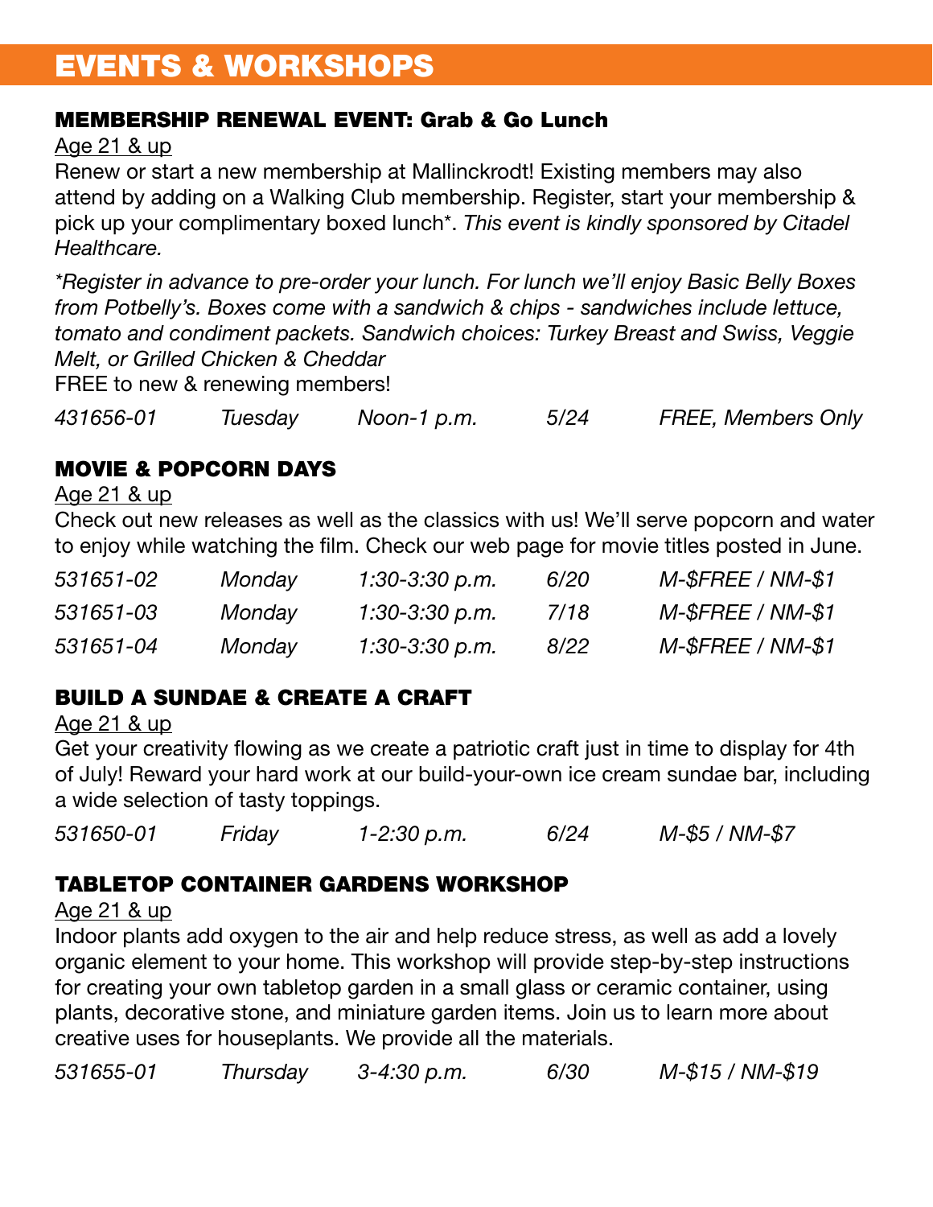# EVENTS & WORKSHOPS

## MEMBERSHIP RENEWAL EVENT: Grab & Go Lunch

Age 21 & up

Renew or start a new membership at Mallinckrodt! Existing members may also attend by adding on a Walking Club membership. Register, start your membership & pick up your complimentary boxed lunch*. *This event is kindly sponsored by Citadel Healthcare.*

*\*Register in advance to pre-order your lunch. For lunch we'll enjoy Basic Belly Boxes from Potbelly's. Boxes come with a sandwich & chips - sandwiches include lettuce, tomato and condiment packets. Sandwich choices: Turkey Breast and Swiss, Veggie Melt, or Grilled Chicken & Cheddar*

FREE to new & renewing members!

| | | | | |
|---|---|---|---|---|
| *431656-01* | *Tuesday* | *Noon-1 p.m.* | *5/24* | *FREE, Members Only* |

## MOVIE & POPCORN DAYS

Age 21 & up

Check out new releases as well as the classics with us! We'll serve popcorn and water to enjoy while watching the film. Check our web page for movie titles posted in June.

| | | | | |
|---|---|---|---|---|
| *531651-02* | *Monday* | *1:30-3:30 p.m.* | *6/20* | *M-$FREE / NM-$1* |
| *531651-03* | *Monday* | *1:30-3:30 p.m.* | *7/18* | *M-$FREE / NM-$1* |
| *531651-04* | *Monday* | *1:30-3:30 p.m.* | *8/22* | *M-$FREE / NM-$1* |

## BUILD A SUNDAE & CREATE A CRAFT

Age 21 & up

Get your creativity flowing as we create a patriotic craft just in time to display for 4th of July! Reward your hard work at our build-your-own ice cream sundae bar, including a wide selection of tasty toppings.

| | | | | |
|---|---|---|---|---|
| *531650-01* | *Friday* | *1-2:30 p.m.* | *6/24* | *M-$5 / NM-$7* |

## TABLETOP CONTAINER GARDENS WORKSHOP

Age 21 & up

Indoor plants add oxygen to the air and help reduce stress, as well as add a lovely organic element to your home. This workshop will provide step-by-step instructions for creating your own tabletop garden in a small glass or ceramic container, using plants, decorative stone, and miniature garden items. Join us to learn more about creative uses for houseplants. We provide all the materials.

| | | | | |
|---|---|---|---|---|
| *531655-01* | *Thursday* | *3-4:30 p.m.* | *6/30* | *M-$15 / NM-$19* |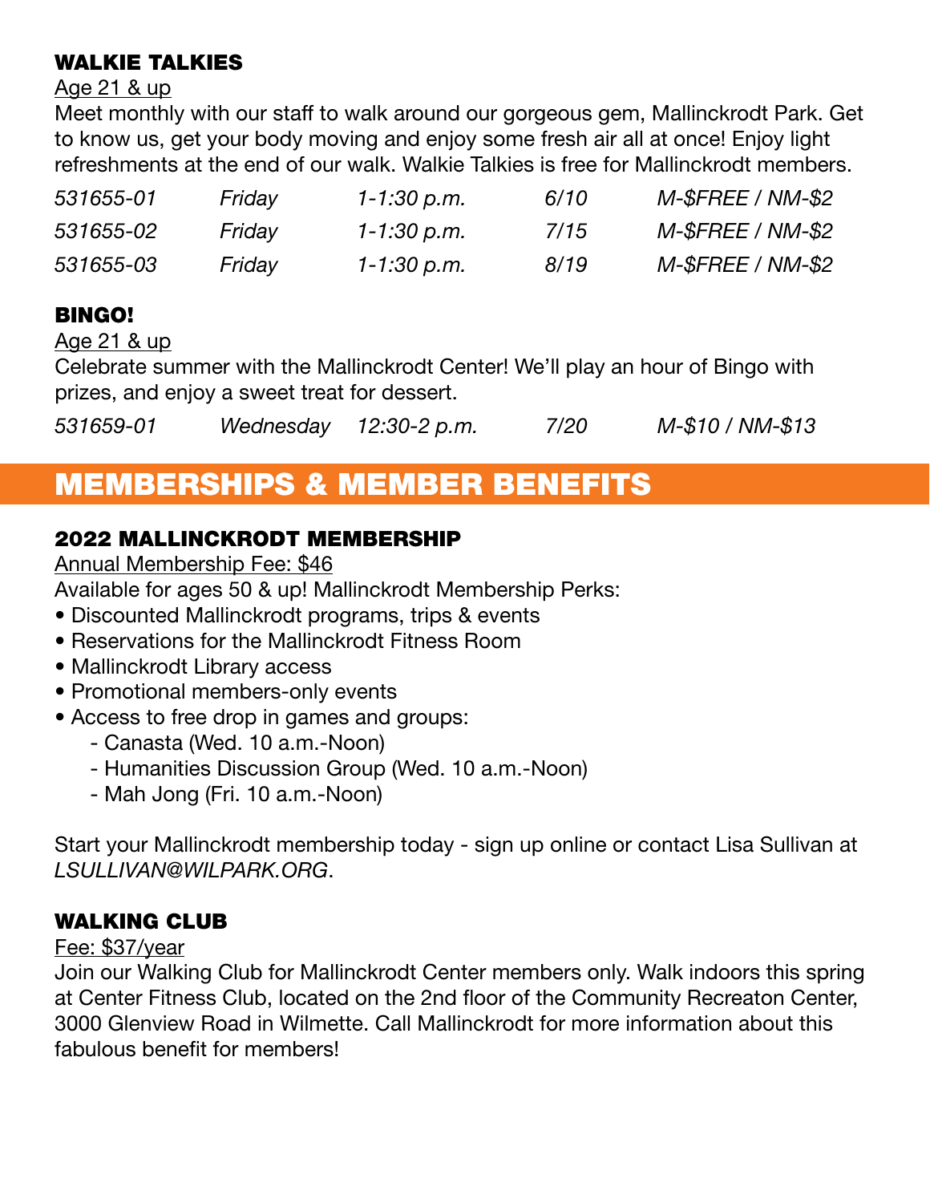### WALKIE TALKIES

Age 21 & up

Meet monthly with our staff to walk around our gorgeous gem, Mallinckrodt Park. Get to know us, get your body moving and enjoy some fresh air all at once! Enjoy light refreshments at the end of our walk. Walkie Talkies is free for Mallinckrodt members.

| | | | | |
|---|---|---|---|---|
| *531655-01* | *Friday* | *1-1:30 p.m.* | *6/10* | *M-$FREE / NM-$2* |
| *531655-02* | *Friday* | *1-1:30 p.m.* | *7/15* | *M-$FREE / NM-$2* |
| *531655-03* | *Friday* | *1-1:30 p.m.* | *8/19* | *M-$FREE / NM-$2* |

### BINGO!

Age 21 & up

Celebrate summer with the Mallinckrodt Center! We'll play an hour of Bingo with prizes, and enjoy a sweet treat for dessert.

| | | | | |
|---|---|---|---|---|
| *531659-01* | *Wednesday* | *12:30-2 p.m.* | *7/20* | *M-$10 / NM-$13* |

## MEMBERSHIPS & MEMBER BENEFITS

### 2022 MALLINCKRODT MEMBERSHIP

Annual Membership Fee: $46

Available for ages 50 & up! Mallinckrodt Membership Perks:

- Discounted Mallinckrodt programs, trips & events
- Reservations for the Mallinckrodt Fitness Room
- Mallinckrodt Library access
- Promotional members-only events
- Access to free drop in games and groups:
  - Canasta (Wed. 10 a.m.-Noon)
  - Humanities Discussion Group (Wed. 10 a.m.-Noon)
  - Mah Jong (Fri. 10 a.m.-Noon)

Start your Mallinckrodt membership today - sign up online or contact Lisa Sullivan at *LSULLIVAN@WILPARK.ORG*.

### WALKING CLUB

Fee: $37/year

Join our Walking Club for Mallinckrodt Center members only. Walk indoors this spring at Center Fitness Club, located on the 2nd floor of the Community Recreaton Center, 3000 Glenview Road in Wilmette. Call Mallinckrodt for more information about this fabulous benefit for members!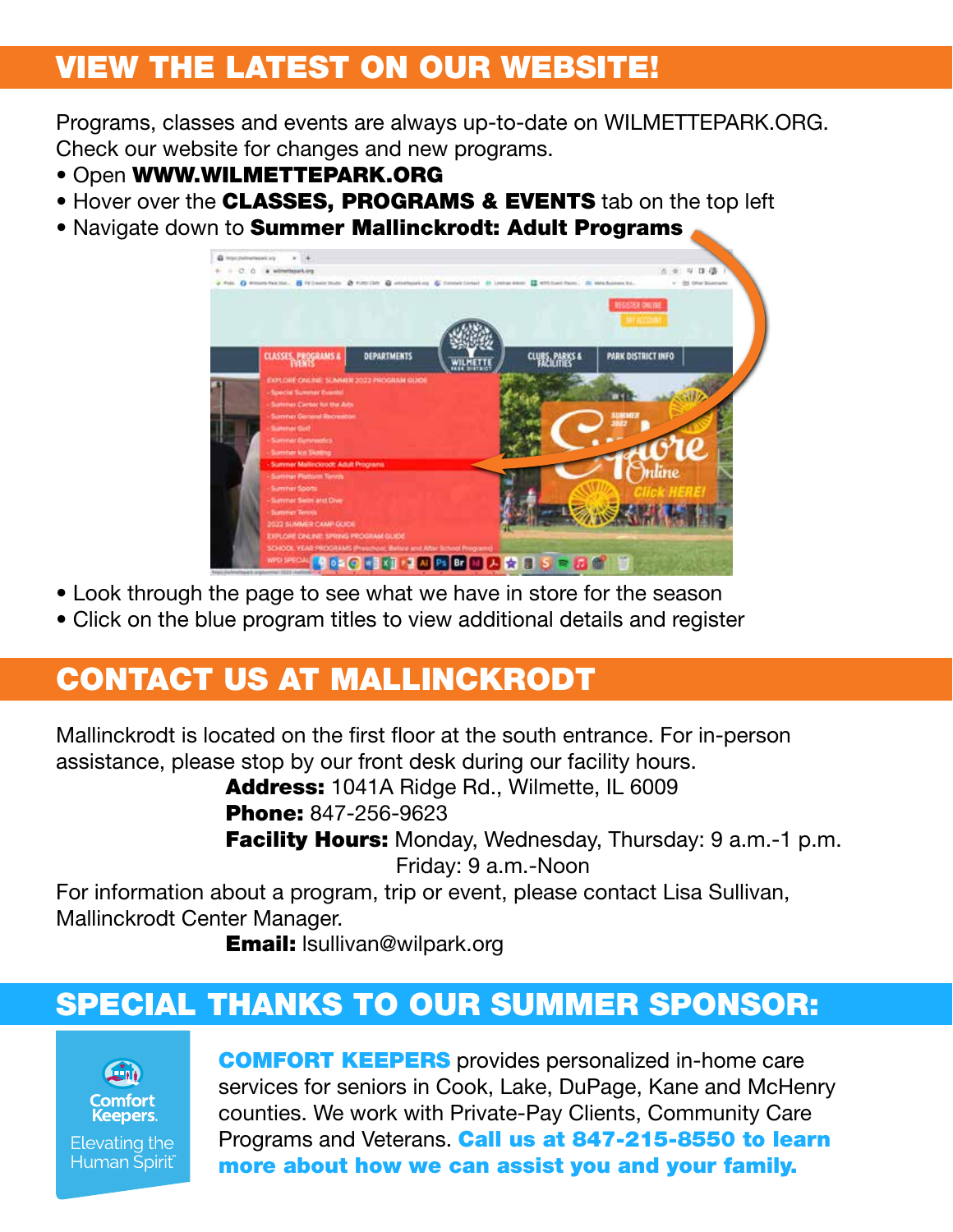## VIEW THE LATEST ON OUR WEBSITE!

Programs, classes and events are always up-to-date on WILMETTEPARK.ORG. Check our website for changes and new programs.

- Open **WWW.WILMETTEPARK.ORG**
- Hover over the **CLASSES, PROGRAMS & EVENTS** tab on the top left
- Navigate down to **Summer Mallinckrodt: Adult Programs**
- Look through the page to see what we have in store for the season
- Click on the blue program titles to view additional details and register

## CONTACT US AT MALLINCKRODT

Mallinckrodt is located on the first floor at the south entrance. For in-person assistance, please stop by our front desk during our facility hours.

**Address:** 1041A Ridge Rd., Wilmette, IL 6009
**Phone:** 847-256-9623
**Facility Hours:** Monday, Wednesday, Thursday: 9 a.m.-1 p.m.
Friday: 9 a.m.-Noon

For information about a program, trip or event, please contact Lisa Sullivan, Mallinckrodt Center Manager.

**Email:** lsullivan@wilpark.org

## SPECIAL THANKS TO OUR SUMMER SPONSOR:

Comfort Keepers. Elevating the Human Spirit™

**COMFORT KEEPERS** provides personalized in-home care services for seniors in Cook, Lake, DuPage, Kane and McHenry counties. We work with Private-Pay Clients, Community Care Programs and Veterans. **Call us at 847-215-8550 to learn more about how we can assist you and your family.**